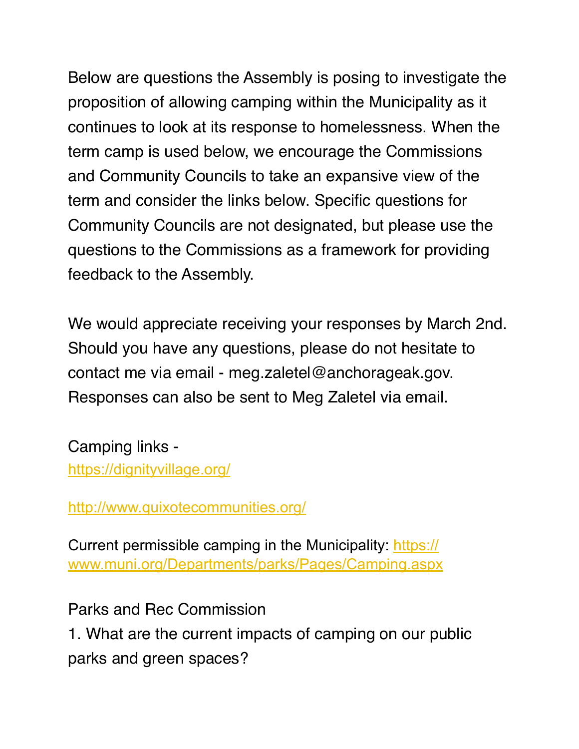Below are questions the Assembly is posing to investigate the proposition of allowing camping within the Municipality as it continues to look at its response to homelessness. When the term camp is used below, we encourage the Commissions and Community Councils to take an expansive view of the term and consider the links below. Specific questions for Community Councils are not designated, but please use the questions to the Commissions as a framework for providing feedback to the Assembly.

We would appreciate receiving your responses by March 2nd. Should you have any questions, please do not hesitate to contact me via email - meg.zaletel@anchorageak.gov. Responses can also be sent to Meg Zaletel via email.

Camping links -
[https://dignityvillage.org/](https://dignityvillage.org/)

[http://www.quixotecommunities.org/](http://www.quixotecommunities.org/)

Current permissible camping in the Municipality: [https://www.muni.org/Departments/parks/Pages/Camping.aspx](https://www.muni.org/Departments/parks/Pages/Camping.aspx)

Parks and Rec Commission

1. What are the current impacts of camping on our public parks and green spaces?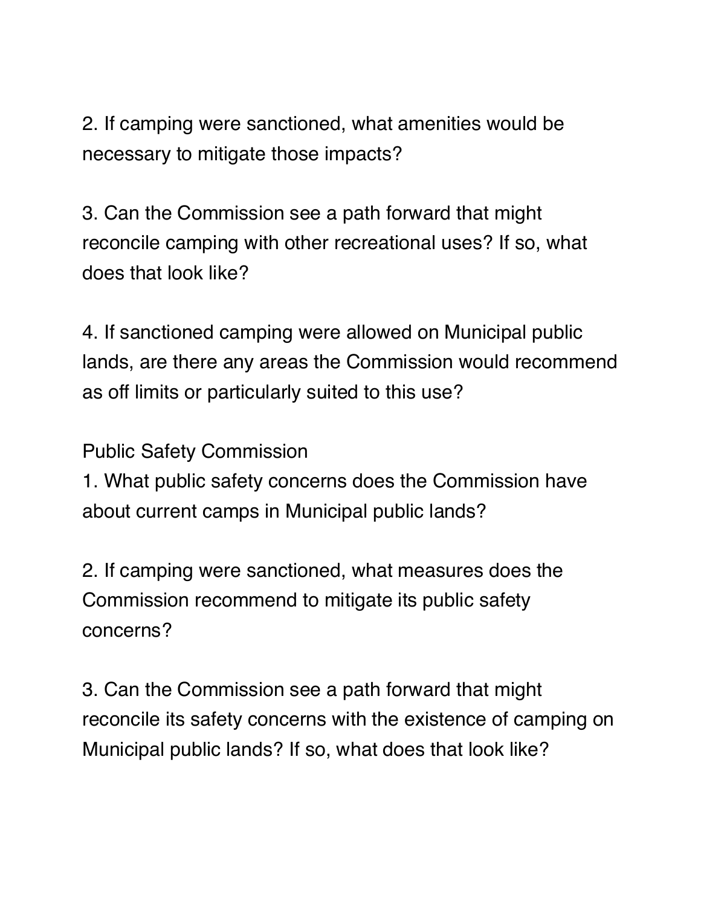2. If camping were sanctioned, what amenities would be necessary to mitigate those impacts?

3. Can the Commission see a path forward that might reconcile camping with other recreational uses? If so, what does that look like?

4. If sanctioned camping were allowed on Municipal public lands, are there any areas the Commission would recommend as off limits or particularly suited to this use?

Public Safety Commission

1. What public safety concerns does the Commission have about current camps in Municipal public lands?

2. If camping were sanctioned, what measures does the Commission recommend to mitigate its public safety concerns?

3. Can the Commission see a path forward that might reconcile its safety concerns with the existence of camping on Municipal public lands? If so, what does that look like?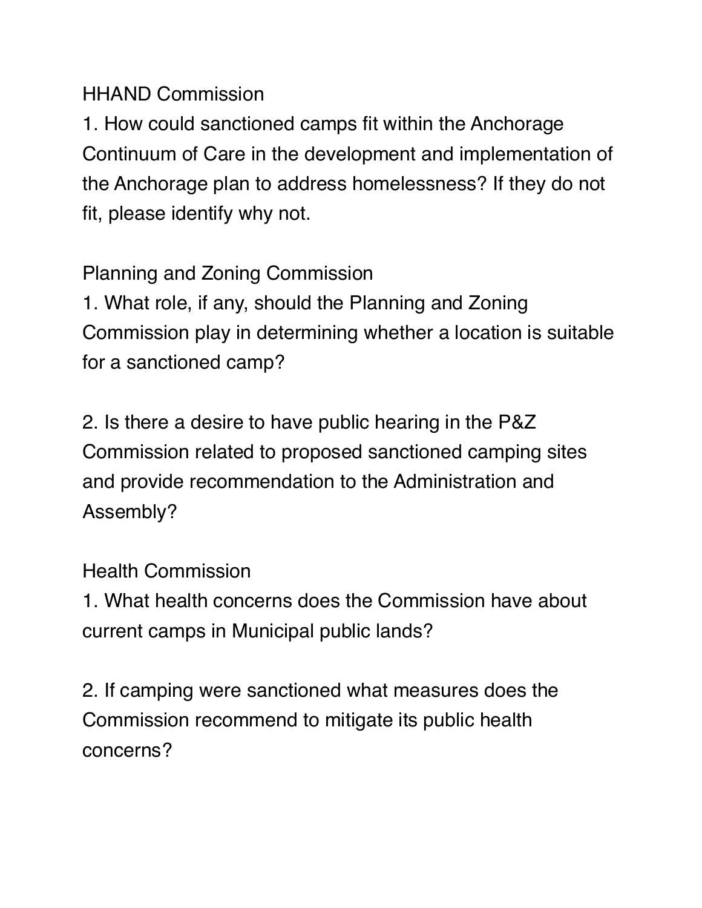HHAND Commission

1. How could sanctioned camps fit within the Anchorage Continuum of Care in the development and implementation of the Anchorage plan to address homelessness? If they do not fit, please identify why not.

Planning and Zoning Commission

1. What role, if any, should the Planning and Zoning Commission play in determining whether a location is suitable for a sanctioned camp?

2. Is there a desire to have public hearing in the P&Z Commission related to proposed sanctioned camping sites and provide recommendation to the Administration and Assembly?

Health Commission

1. What health concerns does the Commission have about current camps in Municipal public lands?

2. If camping were sanctioned what measures does the Commission recommend to mitigate its public health concerns?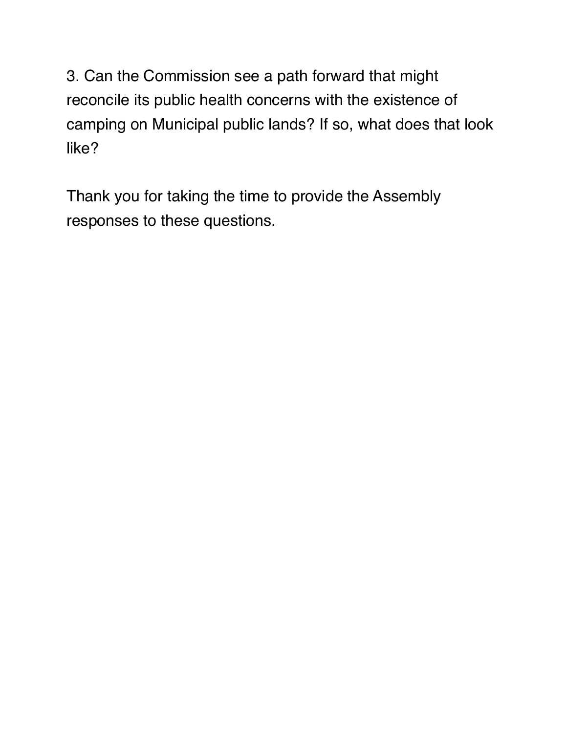3. Can the Commission see a path forward that might reconcile its public health concerns with the existence of camping on Municipal public lands? If so, what does that look like?

Thank you for taking the time to provide the Assembly responses to these questions.